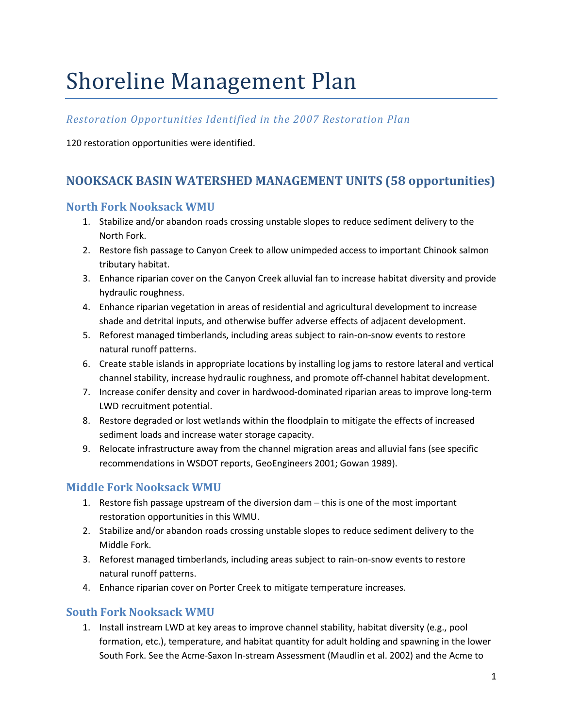# Shoreline Management Plan

## *Restoration Opportunities Identified in the 2007 Restoration Plan*

120 restoration opportunities were identified.

## NOOKSACK BASIN WATERSHED MANAGEMENT UNITS (58 opportunities)

### North Fork Nooksack WMU

1. Stabilize and/or abandon roads crossing unstable slopes to reduce sediment delivery to the North Fork.
2. Restore fish passage to Canyon Creek to allow unimpeded access to important Chinook salmon tributary habitat.
3. Enhance riparian cover on the Canyon Creek alluvial fan to increase habitat diversity and provide hydraulic roughness.
4. Enhance riparian vegetation in areas of residential and agricultural development to increase shade and detrital inputs, and otherwise buffer adverse effects of adjacent development.
5. Reforest managed timberlands, including areas subject to rain-on-snow events to restore natural runoff patterns.
6. Create stable islands in appropriate locations by installing log jams to restore lateral and vertical channel stability, increase hydraulic roughness, and promote off-channel habitat development.
7. Increase conifer density and cover in hardwood-dominated riparian areas to improve long-term LWD recruitment potential.
8. Restore degraded or lost wetlands within the floodplain to mitigate the effects of increased sediment loads and increase water storage capacity.
9. Relocate infrastructure away from the channel migration areas and alluvial fans (see specific recommendations in WSDOT reports, GeoEngineers 2001; Gowan 1989).

### Middle Fork Nooksack WMU

1. Restore fish passage upstream of the diversion dam – this is one of the most important restoration opportunities in this WMU.
2. Stabilize and/or abandon roads crossing unstable slopes to reduce sediment delivery to the Middle Fork.
3. Reforest managed timberlands, including areas subject to rain-on-snow events to restore natural runoff patterns.
4. Enhance riparian cover on Porter Creek to mitigate temperature increases.

### South Fork Nooksack WMU

1. Install instream LWD at key areas to improve channel stability, habitat diversity (e.g., pool formation, etc.), temperature, and habitat quantity for adult holding and spawning in the lower South Fork. See the Acme-Saxon In-stream Assessment (Maudlin et al. 2002) and the Acme to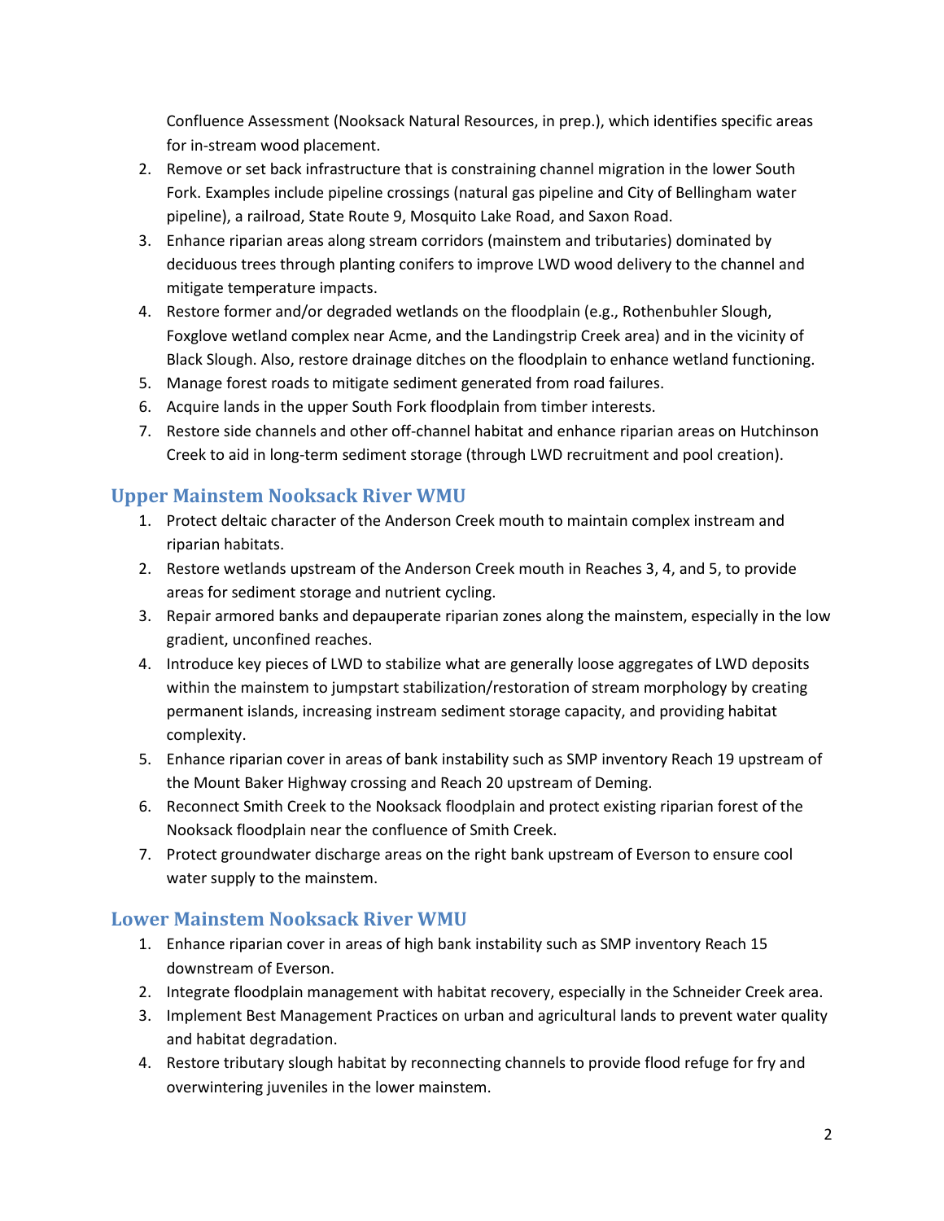Confluence Assessment (Nooksack Natural Resources, in prep.), which identifies specific areas for in-stream wood placement.

2. Remove or set back infrastructure that is constraining channel migration in the lower South Fork. Examples include pipeline crossings (natural gas pipeline and City of Bellingham water pipeline), a railroad, State Route 9, Mosquito Lake Road, and Saxon Road.
3. Enhance riparian areas along stream corridors (mainstem and tributaries) dominated by deciduous trees through planting conifers to improve LWD wood delivery to the channel and mitigate temperature impacts.
4. Restore former and/or degraded wetlands on the floodplain (e.g., Rothenbuhler Slough, Foxglove wetland complex near Acme, and the Landingstrip Creek area) and in the vicinity of Black Slough. Also, restore drainage ditches on the floodplain to enhance wetland functioning.
5. Manage forest roads to mitigate sediment generated from road failures.
6. Acquire lands in the upper South Fork floodplain from timber interests.
7. Restore side channels and other off-channel habitat and enhance riparian areas on Hutchinson Creek to aid in long-term sediment storage (through LWD recruitment and pool creation).

## Upper Mainstem Nooksack River WMU

1. Protect deltaic character of the Anderson Creek mouth to maintain complex instream and riparian habitats.
2. Restore wetlands upstream of the Anderson Creek mouth in Reaches 3, 4, and 5, to provide areas for sediment storage and nutrient cycling.
3. Repair armored banks and depauperate riparian zones along the mainstem, especially in the low gradient, unconfined reaches.
4. Introduce key pieces of LWD to stabilize what are generally loose aggregates of LWD deposits within the mainstem to jumpstart stabilization/restoration of stream morphology by creating permanent islands, increasing instream sediment storage capacity, and providing habitat complexity.
5. Enhance riparian cover in areas of bank instability such as SMP inventory Reach 19 upstream of the Mount Baker Highway crossing and Reach 20 upstream of Deming.
6. Reconnect Smith Creek to the Nooksack floodplain and protect existing riparian forest of the Nooksack floodplain near the confluence of Smith Creek.
7. Protect groundwater discharge areas on the right bank upstream of Everson to ensure cool water supply to the mainstem.

## Lower Mainstem Nooksack River WMU

1. Enhance riparian cover in areas of high bank instability such as SMP inventory Reach 15 downstream of Everson.
2. Integrate floodplain management with habitat recovery, especially in the Schneider Creek area.
3. Implement Best Management Practices on urban and agricultural lands to prevent water quality and habitat degradation.
4. Restore tributary slough habitat by reconnecting channels to provide flood refuge for fry and overwintering juveniles in the lower mainstem.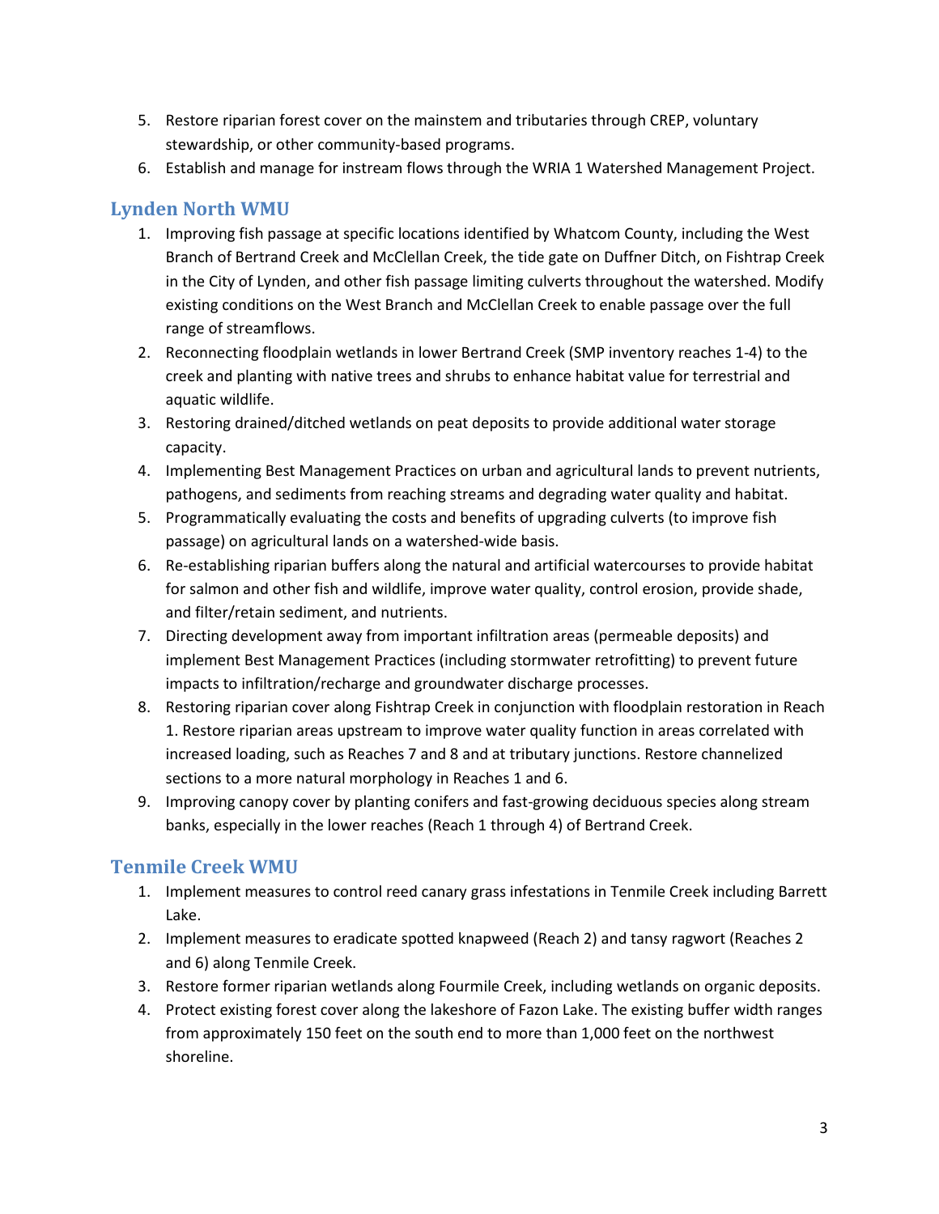5. Restore riparian forest cover on the mainstem and tributaries through CREP, voluntary stewardship, or other community-based programs.
6. Establish and manage for instream flows through the WRIA 1 Watershed Management Project.

## Lynden North WMU

1. Improving fish passage at specific locations identified by Whatcom County, including the West Branch of Bertrand Creek and McClellan Creek, the tide gate on Duffner Ditch, on Fishtrap Creek in the City of Lynden, and other fish passage limiting culverts throughout the watershed. Modify existing conditions on the West Branch and McClellan Creek to enable passage over the full range of streamflows.
2. Reconnecting floodplain wetlands in lower Bertrand Creek (SMP inventory reaches 1-4) to the creek and planting with native trees and shrubs to enhance habitat value for terrestrial and aquatic wildlife.
3. Restoring drained/ditched wetlands on peat deposits to provide additional water storage capacity.
4. Implementing Best Management Practices on urban and agricultural lands to prevent nutrients, pathogens, and sediments from reaching streams and degrading water quality and habitat.
5. Programmatically evaluating the costs and benefits of upgrading culverts (to improve fish passage) on agricultural lands on a watershed-wide basis.
6. Re-establishing riparian buffers along the natural and artificial watercourses to provide habitat for salmon and other fish and wildlife, improve water quality, control erosion, provide shade, and filter/retain sediment, and nutrients.
7. Directing development away from important infiltration areas (permeable deposits) and implement Best Management Practices (including stormwater retrofitting) to prevent future impacts to infiltration/recharge and groundwater discharge processes.
8. Restoring riparian cover along Fishtrap Creek in conjunction with floodplain restoration in Reach 1. Restore riparian areas upstream to improve water quality function in areas correlated with increased loading, such as Reaches 7 and 8 and at tributary junctions. Restore channelized sections to a more natural morphology in Reaches 1 and 6.
9. Improving canopy cover by planting conifers and fast-growing deciduous species along stream banks, especially in the lower reaches (Reach 1 through 4) of Bertrand Creek.

## Tenmile Creek WMU

1. Implement measures to control reed canary grass infestations in Tenmile Creek including Barrett Lake.
2. Implement measures to eradicate spotted knapweed (Reach 2) and tansy ragwort (Reaches 2 and 6) along Tenmile Creek.
3. Restore former riparian wetlands along Fourmile Creek, including wetlands on organic deposits.
4. Protect existing forest cover along the lakeshore of Fazon Lake. The existing buffer width ranges from approximately 150 feet on the south end to more than 1,000 feet on the northwest shoreline.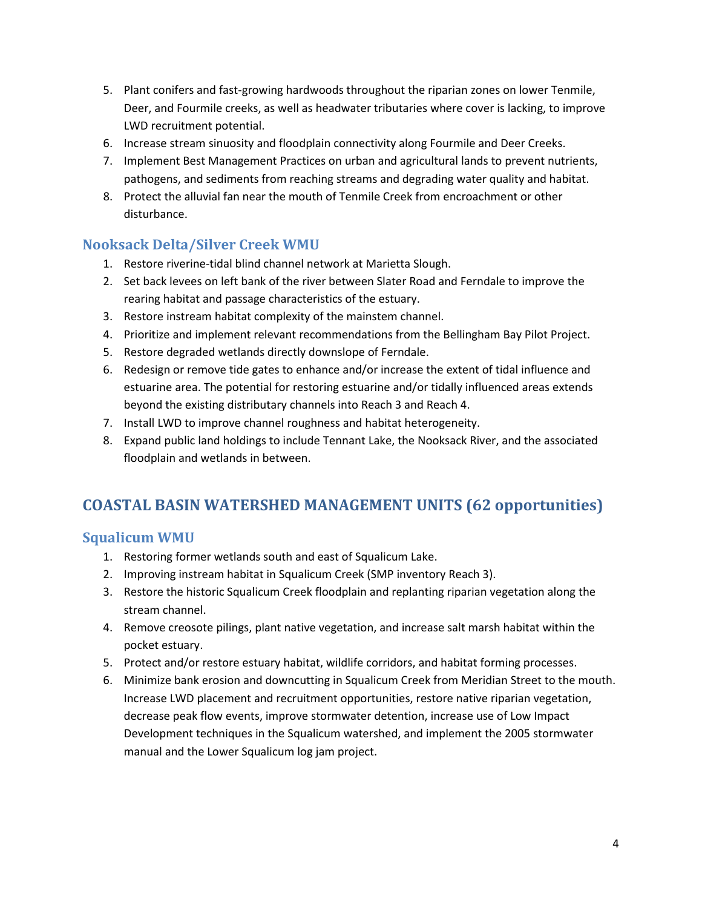5. Plant conifers and fast-growing hardwoods throughout the riparian zones on lower Tenmile, Deer, and Fourmile creeks, as well as headwater tributaries where cover is lacking, to improve LWD recruitment potential.
6. Increase stream sinuosity and floodplain connectivity along Fourmile and Deer Creeks.
7. Implement Best Management Practices on urban and agricultural lands to prevent nutrients, pathogens, and sediments from reaching streams and degrading water quality and habitat.
8. Protect the alluvial fan near the mouth of Tenmile Creek from encroachment or other disturbance.

### Nooksack Delta/Silver Creek WMU

1. Restore riverine-tidal blind channel network at Marietta Slough.
2. Set back levees on left bank of the river between Slater Road and Ferndale to improve the rearing habitat and passage characteristics of the estuary.
3. Restore instream habitat complexity of the mainstem channel.
4. Prioritize and implement relevant recommendations from the Bellingham Bay Pilot Project.
5. Restore degraded wetlands directly downslope of Ferndale.
6. Redesign or remove tide gates to enhance and/or increase the extent of tidal influence and estuarine area. The potential for restoring estuarine and/or tidally influenced areas extends beyond the existing distributary channels into Reach 3 and Reach 4.
7. Install LWD to improve channel roughness and habitat heterogeneity.
8. Expand public land holdings to include Tennant Lake, the Nooksack River, and the associated floodplain and wetlands in between.

## COASTAL BASIN WATERSHED MANAGEMENT UNITS (62 opportunities)

### Squalicum WMU

1. Restoring former wetlands south and east of Squalicum Lake.
2. Improving instream habitat in Squalicum Creek (SMP inventory Reach 3).
3. Restore the historic Squalicum Creek floodplain and replanting riparian vegetation along the stream channel.
4. Remove creosote pilings, plant native vegetation, and increase salt marsh habitat within the pocket estuary.
5. Protect and/or restore estuary habitat, wildlife corridors, and habitat forming processes.
6. Minimize bank erosion and downcutting in Squalicum Creek from Meridian Street to the mouth. Increase LWD placement and recruitment opportunities, restore native riparian vegetation, decrease peak flow events, improve stormwater detention, increase use of Low Impact Development techniques in the Squalicum watershed, and implement the 2005 stormwater manual and the Lower Squalicum log jam project.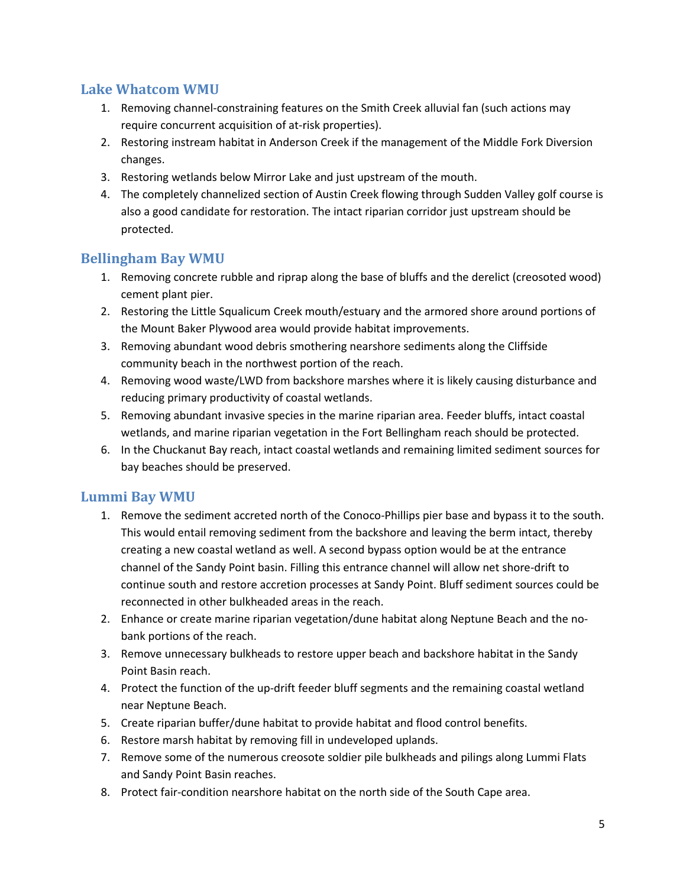## Lake Whatcom WMU

1. Removing channel-constraining features on the Smith Creek alluvial fan (such actions may require concurrent acquisition of at-risk properties).
2. Restoring instream habitat in Anderson Creek if the management of the Middle Fork Diversion changes.
3. Restoring wetlands below Mirror Lake and just upstream of the mouth.
4. The completely channelized section of Austin Creek flowing through Sudden Valley golf course is also a good candidate for restoration. The intact riparian corridor just upstream should be protected.

## Bellingham Bay WMU

1. Removing concrete rubble and riprap along the base of bluffs and the derelict (creosoted wood) cement plant pier.
2. Restoring the Little Squalicum Creek mouth/estuary and the armored shore around portions of the Mount Baker Plywood area would provide habitat improvements.
3. Removing abundant wood debris smothering nearshore sediments along the Cliffside community beach in the northwest portion of the reach.
4. Removing wood waste/LWD from backshore marshes where it is likely causing disturbance and reducing primary productivity of coastal wetlands.
5. Removing abundant invasive species in the marine riparian area. Feeder bluffs, intact coastal wetlands, and marine riparian vegetation in the Fort Bellingham reach should be protected.
6. In the Chuckanut Bay reach, intact coastal wetlands and remaining limited sediment sources for bay beaches should be preserved.

## Lummi Bay WMU

1. Remove the sediment accreted north of the Conoco-Phillips pier base and bypass it to the south. This would entail removing sediment from the backshore and leaving the berm intact, thereby creating a new coastal wetland as well. A second bypass option would be at the entrance channel of the Sandy Point basin. Filling this entrance channel will allow net shore-drift to continue south and restore accretion processes at Sandy Point. Bluff sediment sources could be reconnected in other bulkheaded areas in the reach.
2. Enhance or create marine riparian vegetation/dune habitat along Neptune Beach and the no-bank portions of the reach.
3. Remove unnecessary bulkheads to restore upper beach and backshore habitat in the Sandy Point Basin reach.
4. Protect the function of the up-drift feeder bluff segments and the remaining coastal wetland near Neptune Beach.
5. Create riparian buffer/dune habitat to provide habitat and flood control benefits.
6. Restore marsh habitat by removing fill in undeveloped uplands.
7. Remove some of the numerous creosote soldier pile bulkheads and pilings along Lummi Flats and Sandy Point Basin reaches.
8. Protect fair-condition nearshore habitat on the north side of the South Cape area.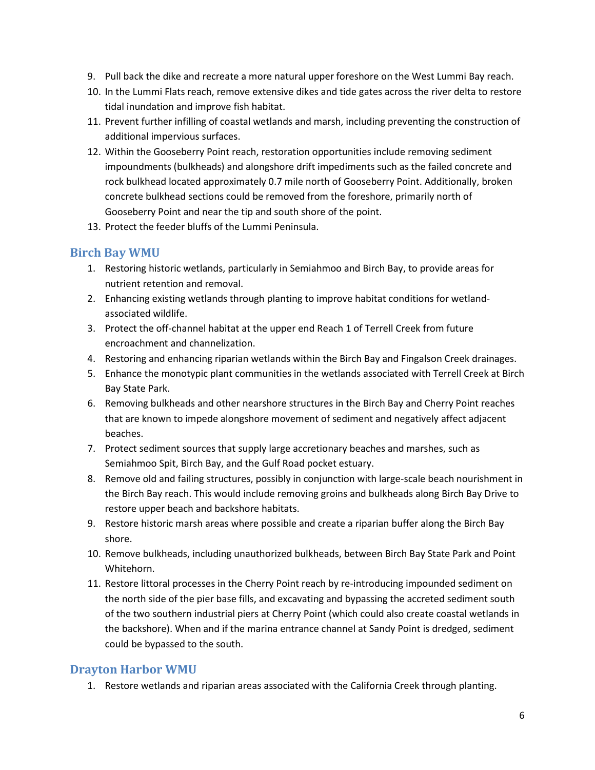9. Pull back the dike and recreate a more natural upper foreshore on the West Lummi Bay reach.
10. In the Lummi Flats reach, remove extensive dikes and tide gates across the river delta to restore tidal inundation and improve fish habitat.
11. Prevent further infilling of coastal wetlands and marsh, including preventing the construction of additional impervious surfaces.
12. Within the Gooseberry Point reach, restoration opportunities include removing sediment impoundments (bulkheads) and alongshore drift impediments such as the failed concrete and rock bulkhead located approximately 0.7 mile north of Gooseberry Point. Additionally, broken concrete bulkhead sections could be removed from the foreshore, primarily north of Gooseberry Point and near the tip and south shore of the point.
13. Protect the feeder bluffs of the Lummi Peninsula.

## Birch Bay WMU

1. Restoring historic wetlands, particularly in Semiahmoo and Birch Bay, to provide areas for nutrient retention and removal.
2. Enhancing existing wetlands through planting to improve habitat conditions for wetland-associated wildlife.
3. Protect the off-channel habitat at the upper end Reach 1 of Terrell Creek from future encroachment and channelization.
4. Restoring and enhancing riparian wetlands within the Birch Bay and Fingalson Creek drainages.
5. Enhance the monotypic plant communities in the wetlands associated with Terrell Creek at Birch Bay State Park.
6. Removing bulkheads and other nearshore structures in the Birch Bay and Cherry Point reaches that are known to impede alongshore movement of sediment and negatively affect adjacent beaches.
7. Protect sediment sources that supply large accretionary beaches and marshes, such as Semiahmoo Spit, Birch Bay, and the Gulf Road pocket estuary.
8. Remove old and failing structures, possibly in conjunction with large-scale beach nourishment in the Birch Bay reach. This would include removing groins and bulkheads along Birch Bay Drive to restore upper beach and backshore habitats.
9. Restore historic marsh areas where possible and create a riparian buffer along the Birch Bay shore.
10. Remove bulkheads, including unauthorized bulkheads, between Birch Bay State Park and Point Whitehorn.
11. Restore littoral processes in the Cherry Point reach by re-introducing impounded sediment on the north side of the pier base fills, and excavating and bypassing the accreted sediment south of the two southern industrial piers at Cherry Point (which could also create coastal wetlands in the backshore). When and if the marina entrance channel at Sandy Point is dredged, sediment could be bypassed to the south.

## Drayton Harbor WMU

1. Restore wetlands and riparian areas associated with the California Creek through planting.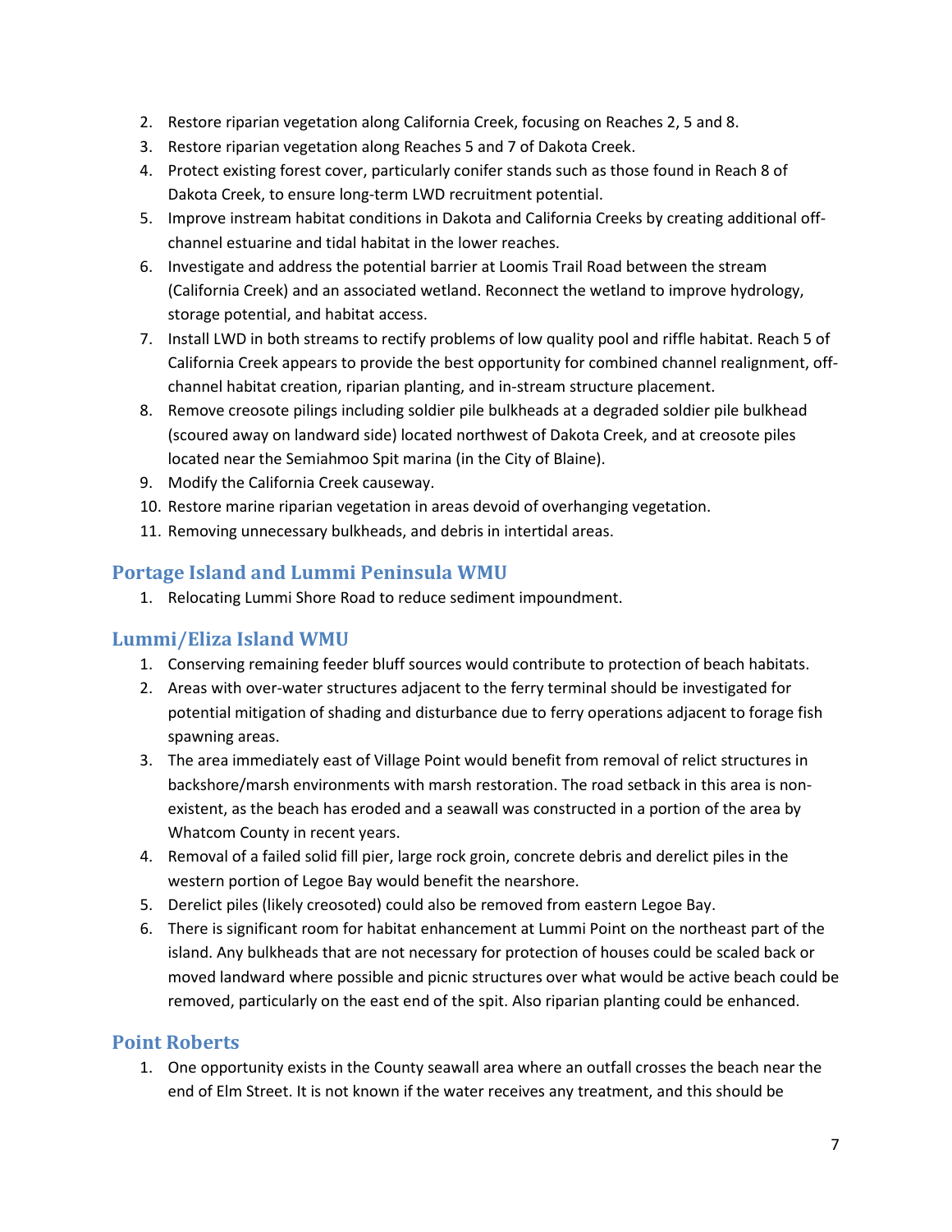2. Restore riparian vegetation along California Creek, focusing on Reaches 2, 5 and 8.
3. Restore riparian vegetation along Reaches 5 and 7 of Dakota Creek.
4. Protect existing forest cover, particularly conifer stands such as those found in Reach 8 of Dakota Creek, to ensure long-term LWD recruitment potential.
5. Improve instream habitat conditions in Dakota and California Creeks by creating additional off-channel estuarine and tidal habitat in the lower reaches.
6. Investigate and address the potential barrier at Loomis Trail Road between the stream (California Creek) and an associated wetland. Reconnect the wetland to improve hydrology, storage potential, and habitat access.
7. Install LWD in both streams to rectify problems of low quality pool and riffle habitat. Reach 5 of California Creek appears to provide the best opportunity for combined channel realignment, off-channel habitat creation, riparian planting, and in-stream structure placement.
8. Remove creosote pilings including soldier pile bulkheads at a degraded soldier pile bulkhead (scoured away on landward side) located northwest of Dakota Creek, and at creosote piles located near the Semiahmoo Spit marina (in the City of Blaine).
9. Modify the California Creek causeway.
10. Restore marine riparian vegetation in areas devoid of overhanging vegetation.
11. Removing unnecessary bulkheads, and debris in intertidal areas.

## Portage Island and Lummi Peninsula WMU

1. Relocating Lummi Shore Road to reduce sediment impoundment.

## Lummi/Eliza Island WMU

1. Conserving remaining feeder bluff sources would contribute to protection of beach habitats.
2. Areas with over-water structures adjacent to the ferry terminal should be investigated for potential mitigation of shading and disturbance due to ferry operations adjacent to forage fish spawning areas.
3. The area immediately east of Village Point would benefit from removal of relict structures in backshore/marsh environments with marsh restoration. The road setback in this area is non-existent, as the beach has eroded and a seawall was constructed in a portion of the area by Whatcom County in recent years.
4. Removal of a failed solid fill pier, large rock groin, concrete debris and derelict piles in the western portion of Legoe Bay would benefit the nearshore.
5. Derelict piles (likely creosoted) could also be removed from eastern Legoe Bay.
6. There is significant room for habitat enhancement at Lummi Point on the northeast part of the island. Any bulkheads that are not necessary for protection of houses could be scaled back or moved landward where possible and picnic structures over what would be active beach could be removed, particularly on the east end of the spit. Also riparian planting could be enhanced.

## Point Roberts

1. One opportunity exists in the County seawall area where an outfall crosses the beach near the end of Elm Street. It is not known if the water receives any treatment, and this should be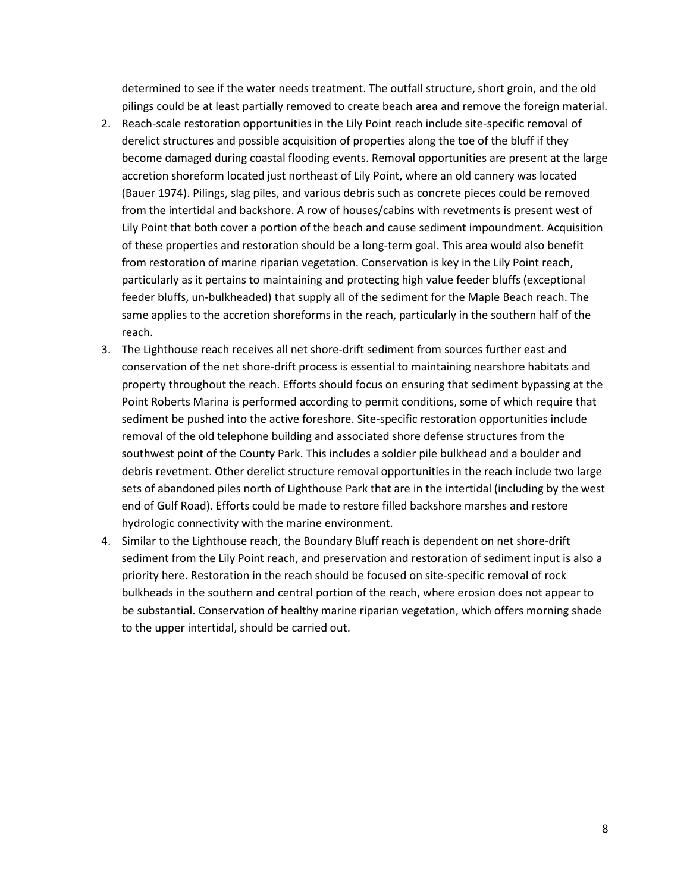determined to see if the water needs treatment. The outfall structure, short groin, and the old pilings could be at least partially removed to create beach area and remove the foreign material.

2. Reach-scale restoration opportunities in the Lily Point reach include site-specific removal of derelict structures and possible acquisition of properties along the toe of the bluff if they become damaged during coastal flooding events. Removal opportunities are present at the large accretion shoreform located just northeast of Lily Point, where an old cannery was located (Bauer 1974). Pilings, slag piles, and various debris such as concrete pieces could be removed from the intertidal and backshore. A row of houses/cabins with revetments is present west of Lily Point that both cover a portion of the beach and cause sediment impoundment. Acquisition of these properties and restoration should be a long-term goal. This area would also benefit from restoration of marine riparian vegetation. Conservation is key in the Lily Point reach, particularly as it pertains to maintaining and protecting high value feeder bluffs (exceptional feeder bluffs, un-bulkheaded) that supply all of the sediment for the Maple Beach reach. The same applies to the accretion shoreforms in the reach, particularly in the southern half of the reach.
3. The Lighthouse reach receives all net shore-drift sediment from sources further east and conservation of the net shore-drift process is essential to maintaining nearshore habitats and property throughout the reach. Efforts should focus on ensuring that sediment bypassing at the Point Roberts Marina is performed according to permit conditions, some of which require that sediment be pushed into the active foreshore. Site-specific restoration opportunities include removal of the old telephone building and associated shore defense structures from the southwest point of the County Park. This includes a soldier pile bulkhead and a boulder and debris revetment. Other derelict structure removal opportunities in the reach include two large sets of abandoned piles north of Lighthouse Park that are in the intertidal (including by the west end of Gulf Road). Efforts could be made to restore filled backshore marshes and restore hydrologic connectivity with the marine environment.
4. Similar to the Lighthouse reach, the Boundary Bluff reach is dependent on net shore-drift sediment from the Lily Point reach, and preservation and restoration of sediment input is also a priority here. Restoration in the reach should be focused on site-specific removal of rock bulkheads in the southern and central portion of the reach, where erosion does not appear to be substantial. Conservation of healthy marine riparian vegetation, which offers morning shade to the upper intertidal, should be carried out.